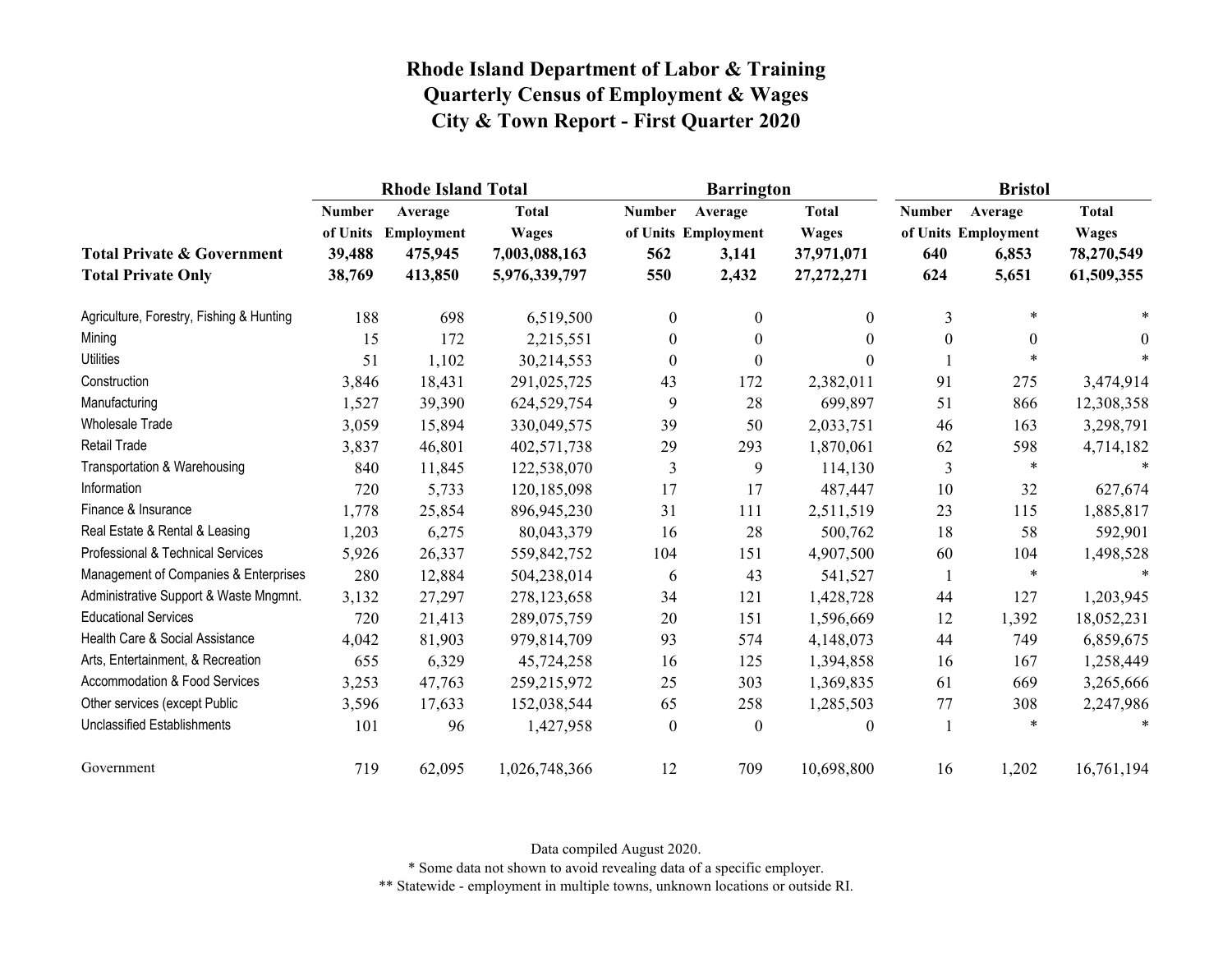# Rhode Island Department of Labor & Training
# Quarterly Census of Employment & Wages
# City & Town Report - First Quarter 2020

| | Rhode Island Total | | | Barrington | | | Bristol | | |
|---|---|---|---|---|---|---|---|---|---|
| | Number of Units | Average Employment | Total Wages | Number of Units | Average Employment | Total Wages | Number of Units | Average Employment | Total Wages |
| **Total Private & Government** | **39,488** | **475,945** | **7,003,088,163** | **562** | **3,141** | **37,971,071** | **640** | **6,853** | **78,270,549** |
| **Total Private Only** | **38,769** | **413,850** | **5,976,339,797** | **550** | **2,432** | **27,272,271** | **624** | **5,651** | **61,509,355** |
| Agriculture, Forestry, Fishing & Hunting | 188 | 698 | 6,519,500 | 0 | 0 | 0 | 3 | * | * |
| Mining | 15 | 172 | 2,215,551 | 0 | 0 | 0 | 0 | 0 | 0 |
| Utilities | 51 | 1,102 | 30,214,553 | 0 | 0 | 0 | 1 | * | * |
| Construction | 3,846 | 18,431 | 291,025,725 | 43 | 172 | 2,382,011 | 91 | 275 | 3,474,914 |
| Manufacturing | 1,527 | 39,390 | 624,529,754 | 9 | 28 | 699,897 | 51 | 866 | 12,308,358 |
| Wholesale Trade | 3,059 | 15,894 | 330,049,575 | 39 | 50 | 2,033,751 | 46 | 163 | 3,298,791 |
| Retail Trade | 3,837 | 46,801 | 402,571,738 | 29 | 293 | 1,870,061 | 62 | 598 | 4,714,182 |
| Transportation & Warehousing | 840 | 11,845 | 122,538,070 | 3 | 9 | 114,130 | 3 | * | * |
| Information | 720 | 5,733 | 120,185,098 | 17 | 17 | 487,447 | 10 | 32 | 627,674 |
| Finance & Insurance | 1,778 | 25,854 | 896,945,230 | 31 | 111 | 2,511,519 | 23 | 115 | 1,885,817 |
| Real Estate & Rental & Leasing | 1,203 | 6,275 | 80,043,379 | 16 | 28 | 500,762 | 18 | 58 | 592,901 |
| Professional & Technical Services | 5,926 | 26,337 | 559,842,752 | 104 | 151 | 4,907,500 | 60 | 104 | 1,498,528 |
| Management of Companies & Enterprises | 280 | 12,884 | 504,238,014 | 6 | 43 | 541,527 | 1 | * | * |
| Administrative Support & Waste Mngmnt. | 3,132 | 27,297 | 278,123,658 | 34 | 121 | 1,428,728 | 44 | 127 | 1,203,945 |
| Educational Services | 720 | 21,413 | 289,075,759 | 20 | 151 | 1,596,669 | 12 | 1,392 | 18,052,231 |
| Health Care & Social Assistance | 4,042 | 81,903 | 979,814,709 | 93 | 574 | 4,148,073 | 44 | 749 | 6,859,675 |
| Arts, Entertainment, & Recreation | 655 | 6,329 | 45,724,258 | 16 | 125 | 1,394,858 | 16 | 167 | 1,258,449 |
| Accommodation & Food Services | 3,253 | 47,763 | 259,215,972 | 25 | 303 | 1,369,835 | 61 | 669 | 3,265,666 |
| Other services (except Public | 3,596 | 17,633 | 152,038,544 | 65 | 258 | 1,285,503 | 77 | 308 | 2,247,986 |
| Unclassified Establishments | 101 | 96 | 1,427,958 | 0 | 0 | 0 | 1 | * | * |
| Government | 719 | 62,095 | 1,026,748,366 | 12 | 709 | 10,698,800 | 16 | 1,202 | 16,761,194 |

Data compiled August 2020.

* Some data not shown to avoid revealing data of a specific employer.

** Statewide - employment in multiple towns, unknown locations or outside RI.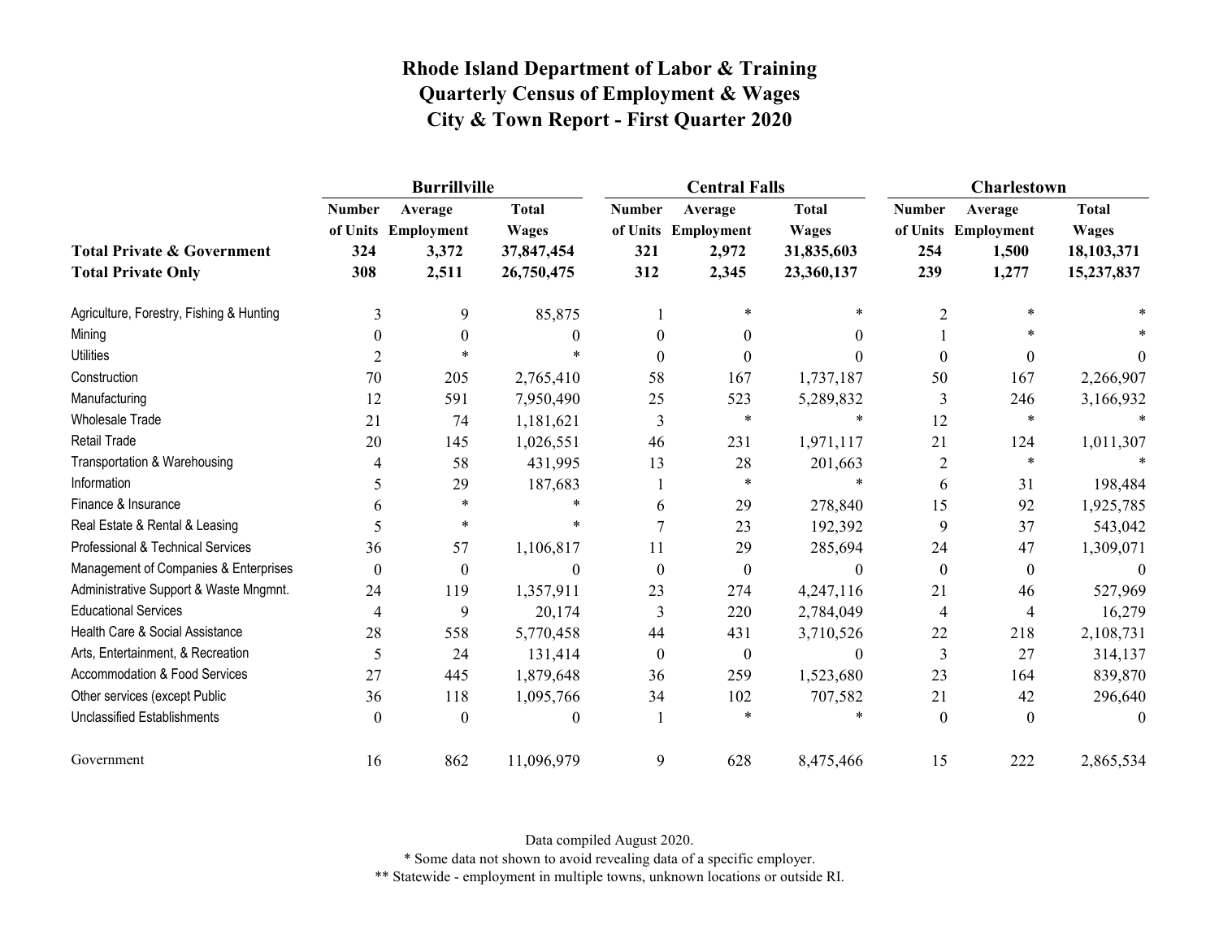# Rhode Island Department of Labor & Training
## Quarterly Census of Employment & Wages
## City & Town Report - First Quarter 2020

| | Burrillville | | | Central Falls | | | Charlestown | | |
|---|---|---|---|---|---|---|---|---|---|
| | Number of Units | Average Employment | Total Wages | Number of Units | Average Employment | Total Wages | Number of Units | Average Employment | Total Wages |
| **Total Private & Government** | **324** | **3,372** | **37,847,454** | **321** | **2,972** | **31,835,603** | **254** | **1,500** | **18,103,371** |
| **Total Private Only** | **308** | **2,511** | **26,750,475** | **312** | **2,345** | **23,360,137** | **239** | **1,277** | **15,237,837** |
| Agriculture, Forestry, Fishing & Hunting | 3 | 9 | 85,875 | 1 | * | * | 2 | * | * |
| Mining | 0 | 0 | 0 | 0 | 0 | 0 | 1 | * | * |
| Utilities | 2 | * | * | 0 | 0 | 0 | 0 | 0 | 0 |
| Construction | 70 | 205 | 2,765,410 | 58 | 167 | 1,737,187 | 50 | 167 | 2,266,907 |
| Manufacturing | 12 | 591 | 7,950,490 | 25 | 523 | 5,289,832 | 3 | 246 | 3,166,932 |
| Wholesale Trade | 21 | 74 | 1,181,621 | 3 | * | * | 12 | * | * |
| Retail Trade | 20 | 145 | 1,026,551 | 46 | 231 | 1,971,117 | 21 | 124 | 1,011,307 |
| Transportation & Warehousing | 4 | 58 | 431,995 | 13 | 28 | 201,663 | 2 | * | * |
| Information | 5 | 29 | 187,683 | 1 | * | * | 6 | 31 | 198,484 |
| Finance & Insurance | 6 | * | * | 6 | 29 | 278,840 | 15 | 92 | 1,925,785 |
| Real Estate & Rental & Leasing | 5 | * | * | 7 | 23 | 192,392 | 9 | 37 | 543,042 |
| Professional & Technical Services | 36 | 57 | 1,106,817 | 11 | 29 | 285,694 | 24 | 47 | 1,309,071 |
| Management of Companies & Enterprises | 0 | 0 | 0 | 0 | 0 | 0 | 0 | 0 | 0 |
| Administrative Support & Waste Mngmnt. | 24 | 119 | 1,357,911 | 23 | 274 | 4,247,116 | 21 | 46 | 527,969 |
| Educational Services | 4 | 9 | 20,174 | 3 | 220 | 2,784,049 | 4 | 4 | 16,279 |
| Health Care & Social Assistance | 28 | 558 | 5,770,458 | 44 | 431 | 3,710,526 | 22 | 218 | 2,108,731 |
| Arts, Entertainment, & Recreation | 5 | 24 | 131,414 | 0 | 0 | 0 | 3 | 27 | 314,137 |
| Accommodation & Food Services | 27 | 445 | 1,879,648 | 36 | 259 | 1,523,680 | 23 | 164 | 839,870 |
| Other services (except Public | 36 | 118 | 1,095,766 | 34 | 102 | 707,582 | 21 | 42 | 296,640 |
| Unclassified Establishments | 0 | 0 | 0 | 1 | * | * | 0 | 0 | 0 |
| Government | 16 | 862 | 11,096,979 | 9 | 628 | 8,475,466 | 15 | 222 | 2,865,534 |

Data compiled August 2020.

* Some data not shown to avoid revealing data of a specific employer.

** Statewide - employment in multiple towns, unknown locations or outside RI.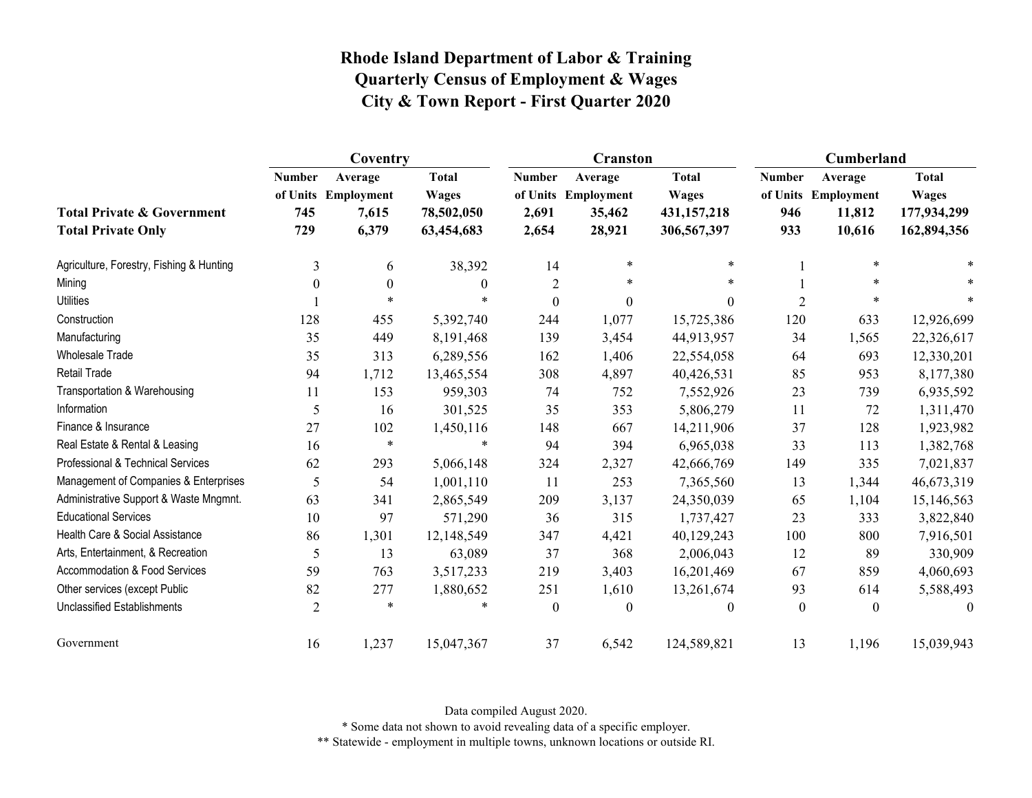# Rhode Island Department of Labor & Training
## Quarterly Census of Employment & Wages
## City & Town Report - First Quarter 2020

| | Coventry | | | Cranston | | | Cumberland | | |
|---|---|---|---|---|---|---|---|---|---|
| | Number of Units | Average Employment | Total Wages | Number of Units | Average Employment | Total Wages | Number of Units | Average Employment | Total Wages |
| **Total Private & Government** | **745** | **7,615** | **78,502,050** | **2,691** | **35,462** | **431,157,218** | **946** | **11,812** | **177,934,299** |
| **Total Private Only** | **729** | **6,379** | **63,454,683** | **2,654** | **28,921** | **306,567,397** | **933** | **10,616** | **162,894,356** |
| Agriculture, Forestry, Fishing & Hunting | 3 | 6 | 38,392 | 14 | * | * | 1 | * | * |
| Mining | 0 | 0 | 0 | 2 | * | * | 1 | * | * |
| Utilities | 1 | * | * | 0 | 0 | 0 | 2 | * | * |
| Construction | 128 | 455 | 5,392,740 | 244 | 1,077 | 15,725,386 | 120 | 633 | 12,926,699 |
| Manufacturing | 35 | 449 | 8,191,468 | 139 | 3,454 | 44,913,957 | 34 | 1,565 | 22,326,617 |
| Wholesale Trade | 35 | 313 | 6,289,556 | 162 | 1,406 | 22,554,058 | 64 | 693 | 12,330,201 |
| Retail Trade | 94 | 1,712 | 13,465,554 | 308 | 4,897 | 40,426,531 | 85 | 953 | 8,177,380 |
| Transportation & Warehousing | 11 | 153 | 959,303 | 74 | 752 | 7,552,926 | 23 | 739 | 6,935,592 |
| Information | 5 | 16 | 301,525 | 35 | 353 | 5,806,279 | 11 | 72 | 1,311,470 |
| Finance & Insurance | 27 | 102 | 1,450,116 | 148 | 667 | 14,211,906 | 37 | 128 | 1,923,982 |
| Real Estate & Rental & Leasing | 16 | * | * | 94 | 394 | 6,965,038 | 33 | 113 | 1,382,768 |
| Professional & Technical Services | 62 | 293 | 5,066,148 | 324 | 2,327 | 42,666,769 | 149 | 335 | 7,021,837 |
| Management of Companies & Enterprises | 5 | 54 | 1,001,110 | 11 | 253 | 7,365,560 | 13 | 1,344 | 46,673,319 |
| Administrative Support & Waste Mngmnt. | 63 | 341 | 2,865,549 | 209 | 3,137 | 24,350,039 | 65 | 1,104 | 15,146,563 |
| Educational Services | 10 | 97 | 571,290 | 36 | 315 | 1,737,427 | 23 | 333 | 3,822,840 |
| Health Care & Social Assistance | 86 | 1,301 | 12,148,549 | 347 | 4,421 | 40,129,243 | 100 | 800 | 7,916,501 |
| Arts, Entertainment, & Recreation | 5 | 13 | 63,089 | 37 | 368 | 2,006,043 | 12 | 89 | 330,909 |
| Accommodation & Food Services | 59 | 763 | 3,517,233 | 219 | 3,403 | 16,201,469 | 67 | 859 | 4,060,693 |
| Other services (except Public | 82 | 277 | 1,880,652 | 251 | 1,610 | 13,261,674 | 93 | 614 | 5,588,493 |
| Unclassified Establishments | 2 | * | * | 0 | 0 | 0 | 0 | 0 | 0 |
| Government | 16 | 1,237 | 15,047,367 | 37 | 6,542 | 124,589,821 | 13 | 1,196 | 15,039,943 |

Data compiled August 2020.

* Some data not shown to avoid revealing data of a specific employer.

** Statewide - employment in multiple towns, unknown locations or outside RI.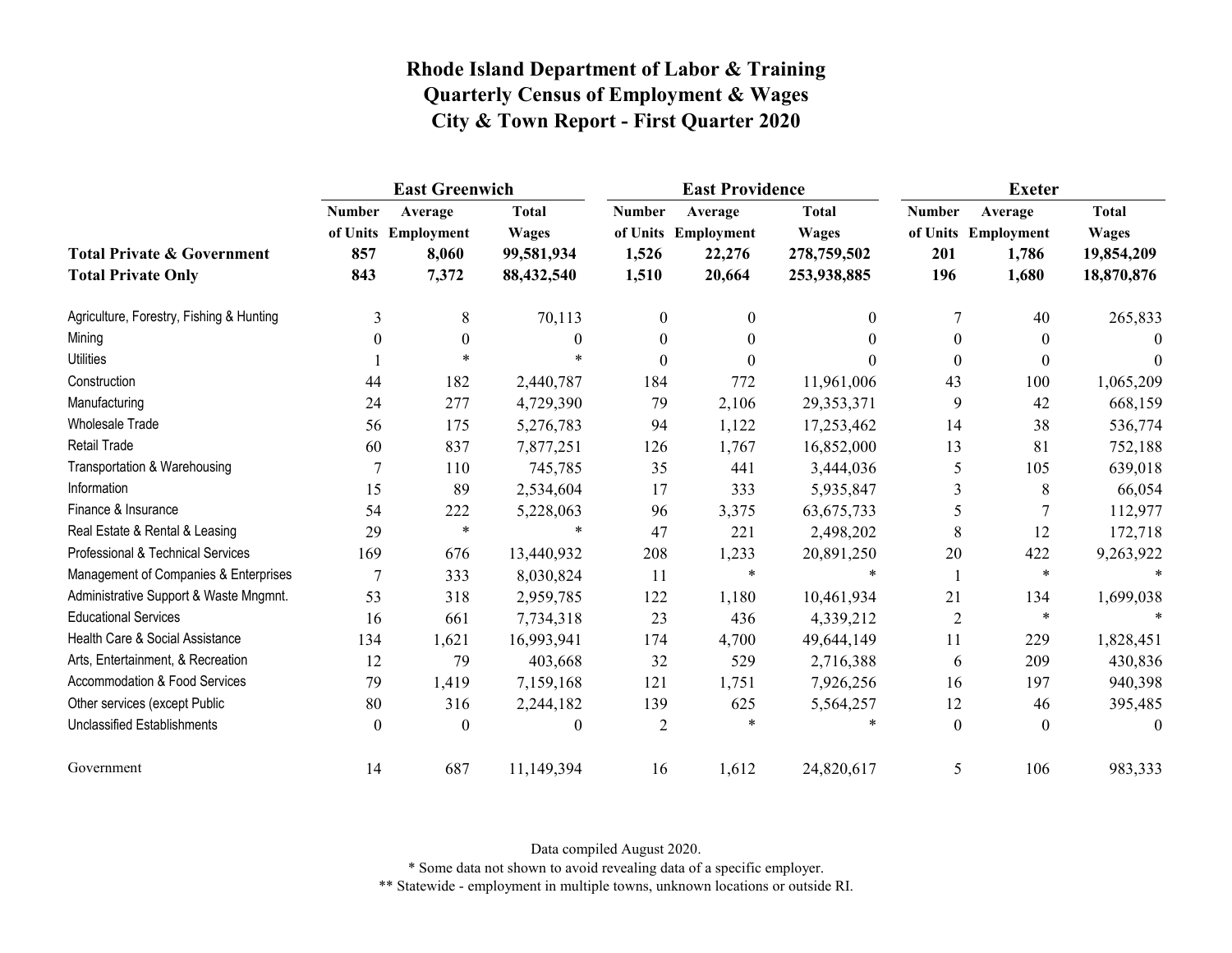# Rhode Island Department of Labor & Training
# Quarterly Census of Employment & Wages
# City & Town Report - First Quarter 2020

| | East Greenwich | | | East Providence | | | Exeter | | |
|---|---|---|---|---|---|---|---|---|---|
| | Number of Units | Average Employment | Total Wages | Number of Units | Average Employment | Total Wages | Number of Units | Average Employment | Total Wages |
| **Total Private & Government** | **857** | **8,060** | **99,581,934** | **1,526** | **22,276** | **278,759,502** | **201** | **1,786** | **19,854,209** |
| **Total Private Only** | **843** | **7,372** | **88,432,540** | **1,510** | **20,664** | **253,938,885** | **196** | **1,680** | **18,870,876** |
| Agriculture, Forestry, Fishing & Hunting | 3 | 8 | 70,113 | 0 | 0 | 0 | 7 | 40 | 265,833 |
| Mining | 0 | 0 | 0 | 0 | 0 | 0 | 0 | 0 | 0 |
| Utilities | 1 | * | * | 0 | 0 | 0 | 0 | 0 | 0 |
| Construction | 44 | 182 | 2,440,787 | 184 | 772 | 11,961,006 | 43 | 100 | 1,065,209 |
| Manufacturing | 24 | 277 | 4,729,390 | 79 | 2,106 | 29,353,371 | 9 | 42 | 668,159 |
| Wholesale Trade | 56 | 175 | 5,276,783 | 94 | 1,122 | 17,253,462 | 14 | 38 | 536,774 |
| Retail Trade | 60 | 837 | 7,877,251 | 126 | 1,767 | 16,852,000 | 13 | 81 | 752,188 |
| Transportation & Warehousing | 7 | 110 | 745,785 | 35 | 441 | 3,444,036 | 5 | 105 | 639,018 |
| Information | 15 | 89 | 2,534,604 | 17 | 333 | 5,935,847 | 3 | 8 | 66,054 |
| Finance & Insurance | 54 | 222 | 5,228,063 | 96 | 3,375 | 63,675,733 | 5 | 7 | 112,977 |
| Real Estate & Rental & Leasing | 29 | * | * | 47 | 221 | 2,498,202 | 8 | 12 | 172,718 |
| Professional & Technical Services | 169 | 676 | 13,440,932 | 208 | 1,233 | 20,891,250 | 20 | 422 | 9,263,922 |
| Management of Companies & Enterprises | 7 | 333 | 8,030,824 | 11 | * | * | 1 | * | * |
| Administrative Support & Waste Mngmnt. | 53 | 318 | 2,959,785 | 122 | 1,180 | 10,461,934 | 21 | 134 | 1,699,038 |
| Educational Services | 16 | 661 | 7,734,318 | 23 | 436 | 4,339,212 | 2 | * | * |
| Health Care & Social Assistance | 134 | 1,621 | 16,993,941 | 174 | 4,700 | 49,644,149 | 11 | 229 | 1,828,451 |
| Arts, Entertainment, & Recreation | 12 | 79 | 403,668 | 32 | 529 | 2,716,388 | 6 | 209 | 430,836 |
| Accommodation & Food Services | 79 | 1,419 | 7,159,168 | 121 | 1,751 | 7,926,256 | 16 | 197 | 940,398 |
| Other services (except Public | 80 | 316 | 2,244,182 | 139 | 625 | 5,564,257 | 12 | 46 | 395,485 |
| Unclassified Establishments | 0 | 0 | 0 | 2 | * | * | 0 | 0 | 0 |
| Government | 14 | 687 | 11,149,394 | 16 | 1,612 | 24,820,617 | 5 | 106 | 983,333 |

Data compiled August 2020.

* Some data not shown to avoid revealing data of a specific employer.

** Statewide - employment in multiple towns, unknown locations or outside RI.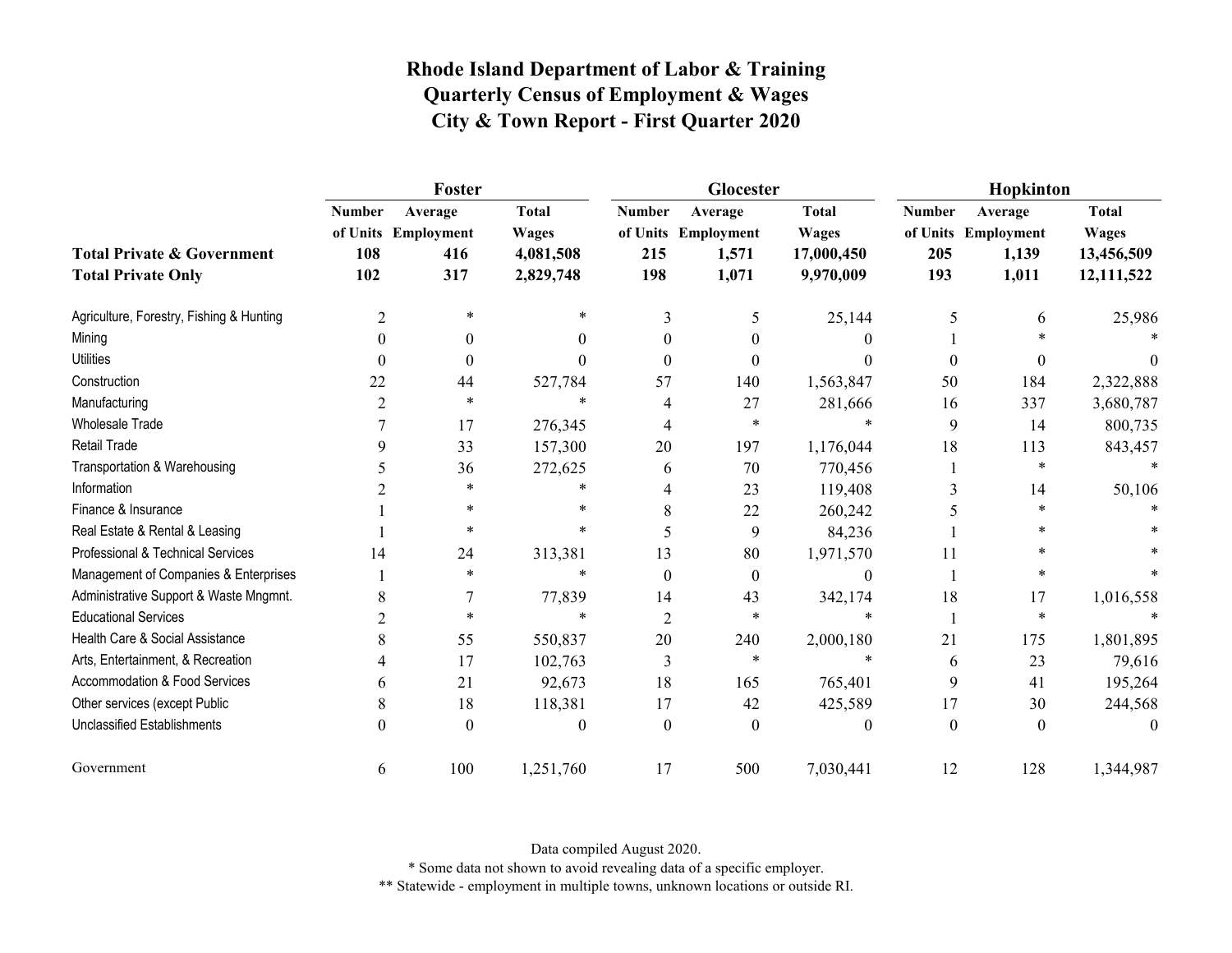# Rhode Island Department of Labor & Training
# Quarterly Census of Employment & Wages
# City & Town Report - First Quarter 2020

| | Foster | | | Glocester | | | Hopkinton | | |
|---|---|---|---|---|---|---|---|---|---|
| | Number of Units | Average Employment | Total Wages | Number of Units | Average Employment | Total Wages | Number of Units | Average Employment | Total Wages |
| **Total Private & Government** | **108** | **416** | **4,081,508** | **215** | **1,571** | **17,000,450** | **205** | **1,139** | **13,456,509** |
| **Total Private Only** | **102** | **317** | **2,829,748** | **198** | **1,071** | **9,970,009** | **193** | **1,011** | **12,111,522** |
| Agriculture, Forestry, Fishing & Hunting | 2 | * | * | 3 | 5 | 25,144 | 5 | 6 | 25,986 |
| Mining | 0 | 0 | 0 | 0 | 0 | 0 | 1 | * | * |
| Utilities | 0 | 0 | 0 | 0 | 0 | 0 | 0 | 0 | 0 |
| Construction | 22 | 44 | 527,784 | 57 | 140 | 1,563,847 | 50 | 184 | 2,322,888 |
| Manufacturing | 2 | * | * | 4 | 27 | 281,666 | 16 | 337 | 3,680,787 |
| Wholesale Trade | 7 | 17 | 276,345 | 4 | * | * | 9 | 14 | 800,735 |
| Retail Trade | 9 | 33 | 157,300 | 20 | 197 | 1,176,044 | 18 | 113 | 843,457 |
| Transportation & Warehousing | 5 | 36 | 272,625 | 6 | 70 | 770,456 | 1 | * | * |
| Information | 2 | * | * | 4 | 23 | 119,408 | 3 | 14 | 50,106 |
| Finance & Insurance | 1 | * | * | 8 | 22 | 260,242 | 5 | * | * |
| Real Estate & Rental & Leasing | 1 | * | * | 5 | 9 | 84,236 | 1 | * | * |
| Professional & Technical Services | 14 | 24 | 313,381 | 13 | 80 | 1,971,570 | 11 | * | * |
| Management of Companies & Enterprises | 1 | * | * | 0 | 0 | 0 | 1 | * | * |
| Administrative Support & Waste Mngmnt. | 8 | 7 | 77,839 | 14 | 43 | 342,174 | 18 | 17 | 1,016,558 |
| Educational Services | 2 | * | * | 2 | * | * | 1 | * | * |
| Health Care & Social Assistance | 8 | 55 | 550,837 | 20 | 240 | 2,000,180 | 21 | 175 | 1,801,895 |
| Arts, Entertainment, & Recreation | 4 | 17 | 102,763 | 3 | * | * | 6 | 23 | 79,616 |
| Accommodation & Food Services | 6 | 21 | 92,673 | 18 | 165 | 765,401 | 9 | 41 | 195,264 |
| Other services (except Public | 8 | 18 | 118,381 | 17 | 42 | 425,589 | 17 | 30 | 244,568 |
| Unclassified Establishments | 0 | 0 | 0 | 0 | 0 | 0 | 0 | 0 | 0 |
| Government | 6 | 100 | 1,251,760 | 17 | 500 | 7,030,441 | 12 | 128 | 1,344,987 |

Data compiled August 2020.

* Some data not shown to avoid revealing data of a specific employer.

** Statewide - employment in multiple towns, unknown locations or outside RI.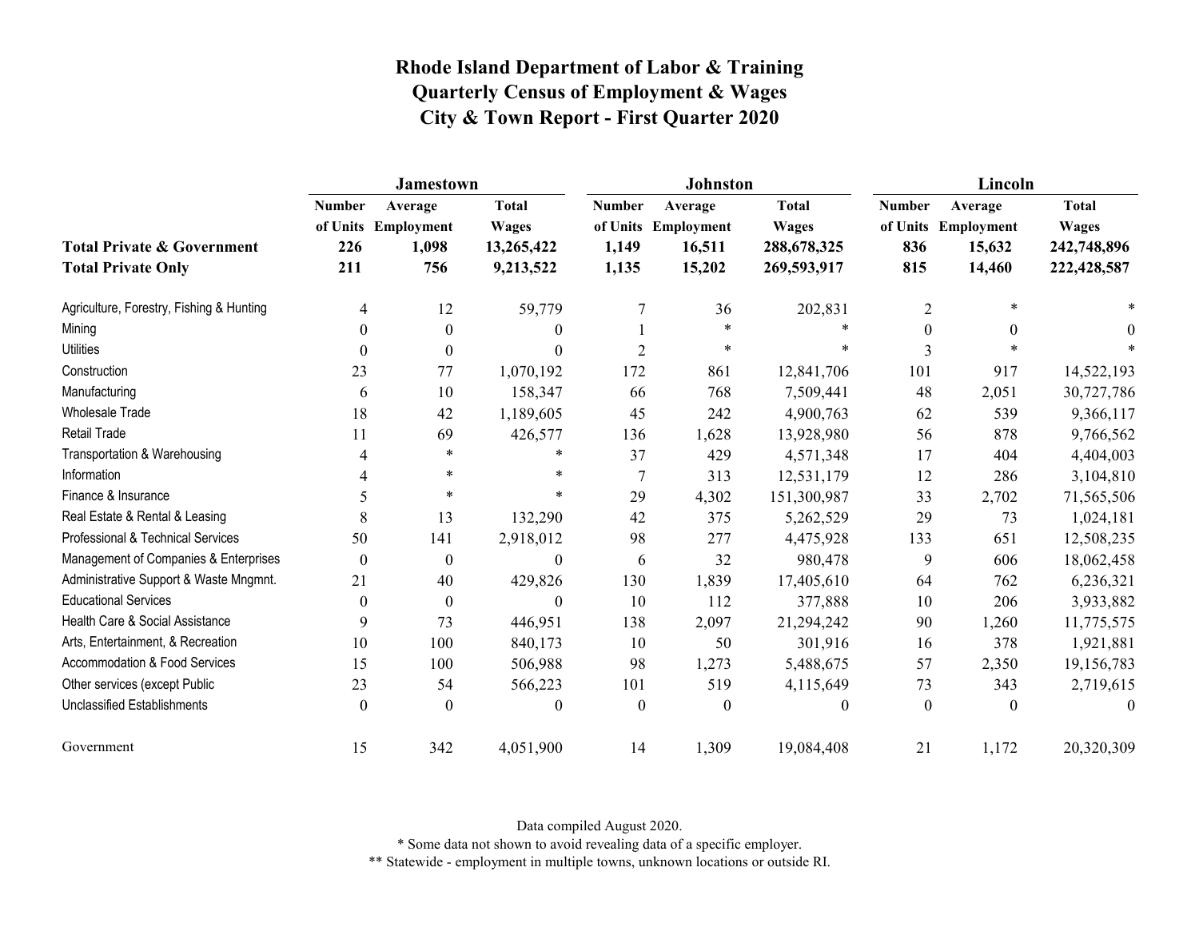# Rhode Island Department of Labor & Training
## Quarterly Census of Employment & Wages
## City & Town Report - First Quarter 2020

| | Jamestown | | | Johnston | | | Lincoln | | |
|---|---|---|---|---|---|---|---|---|---|
| | Number of Units | Average Employment | Total Wages | Number of Units | Average Employment | Total Wages | Number of Units | Average Employment | Total Wages |
| **Total Private & Government** | **226** | **1,098** | **13,265,422** | **1,149** | **16,511** | **288,678,325** | **836** | **15,632** | **242,748,896** |
| **Total Private Only** | **211** | **756** | **9,213,522** | **1,135** | **15,202** | **269,593,917** | **815** | **14,460** | **222,428,587** |
| Agriculture, Forestry, Fishing & Hunting | 4 | 12 | 59,779 | 7 | 36 | 202,831 | 2 | * | * |
| Mining | 0 | 0 | 0 | 1 | * | * | 0 | 0 | 0 |
| Utilities | 0 | 0 | 0 | 2 | * | * | 3 | * | * |
| Construction | 23 | 77 | 1,070,192 | 172 | 861 | 12,841,706 | 101 | 917 | 14,522,193 |
| Manufacturing | 6 | 10 | 158,347 | 66 | 768 | 7,509,441 | 48 | 2,051 | 30,727,786 |
| Wholesale Trade | 18 | 42 | 1,189,605 | 45 | 242 | 4,900,763 | 62 | 539 | 9,366,117 |
| Retail Trade | 11 | 69 | 426,577 | 136 | 1,628 | 13,928,980 | 56 | 878 | 9,766,562 |
| Transportation & Warehousing | 4 | * | * | 37 | 429 | 4,571,348 | 17 | 404 | 4,404,003 |
| Information | 4 | * | * | 7 | 313 | 12,531,179 | 12 | 286 | 3,104,810 |
| Finance & Insurance | 5 | * | * | 29 | 4,302 | 151,300,987 | 33 | 2,702 | 71,565,506 |
| Real Estate & Rental & Leasing | 8 | 13 | 132,290 | 42 | 375 | 5,262,529 | 29 | 73 | 1,024,181 |
| Professional & Technical Services | 50 | 141 | 2,918,012 | 98 | 277 | 4,475,928 | 133 | 651 | 12,508,235 |
| Management of Companies & Enterprises | 0 | 0 | 0 | 6 | 32 | 980,478 | 9 | 606 | 18,062,458 |
| Administrative Support & Waste Mngmnt. | 21 | 40 | 429,826 | 130 | 1,839 | 17,405,610 | 64 | 762 | 6,236,321 |
| Educational Services | 0 | 0 | 0 | 10 | 112 | 377,888 | 10 | 206 | 3,933,882 |
| Health Care & Social Assistance | 9 | 73 | 446,951 | 138 | 2,097 | 21,294,242 | 90 | 1,260 | 11,775,575 |
| Arts, Entertainment, & Recreation | 10 | 100 | 840,173 | 10 | 50 | 301,916 | 16 | 378 | 1,921,881 |
| Accommodation & Food Services | 15 | 100 | 506,988 | 98 | 1,273 | 5,488,675 | 57 | 2,350 | 19,156,783 |
| Other services (except Public | 23 | 54 | 566,223 | 101 | 519 | 4,115,649 | 73 | 343 | 2,719,615 |
| Unclassified Establishments | 0 | 0 | 0 | 0 | 0 | 0 | 0 | 0 | 0 |
| Government | 15 | 342 | 4,051,900 | 14 | 1,309 | 19,084,408 | 21 | 1,172 | 20,320,309 |

Data compiled August 2020.

* Some data not shown to avoid revealing data of a specific employer.

** Statewide - employment in multiple towns, unknown locations or outside RI.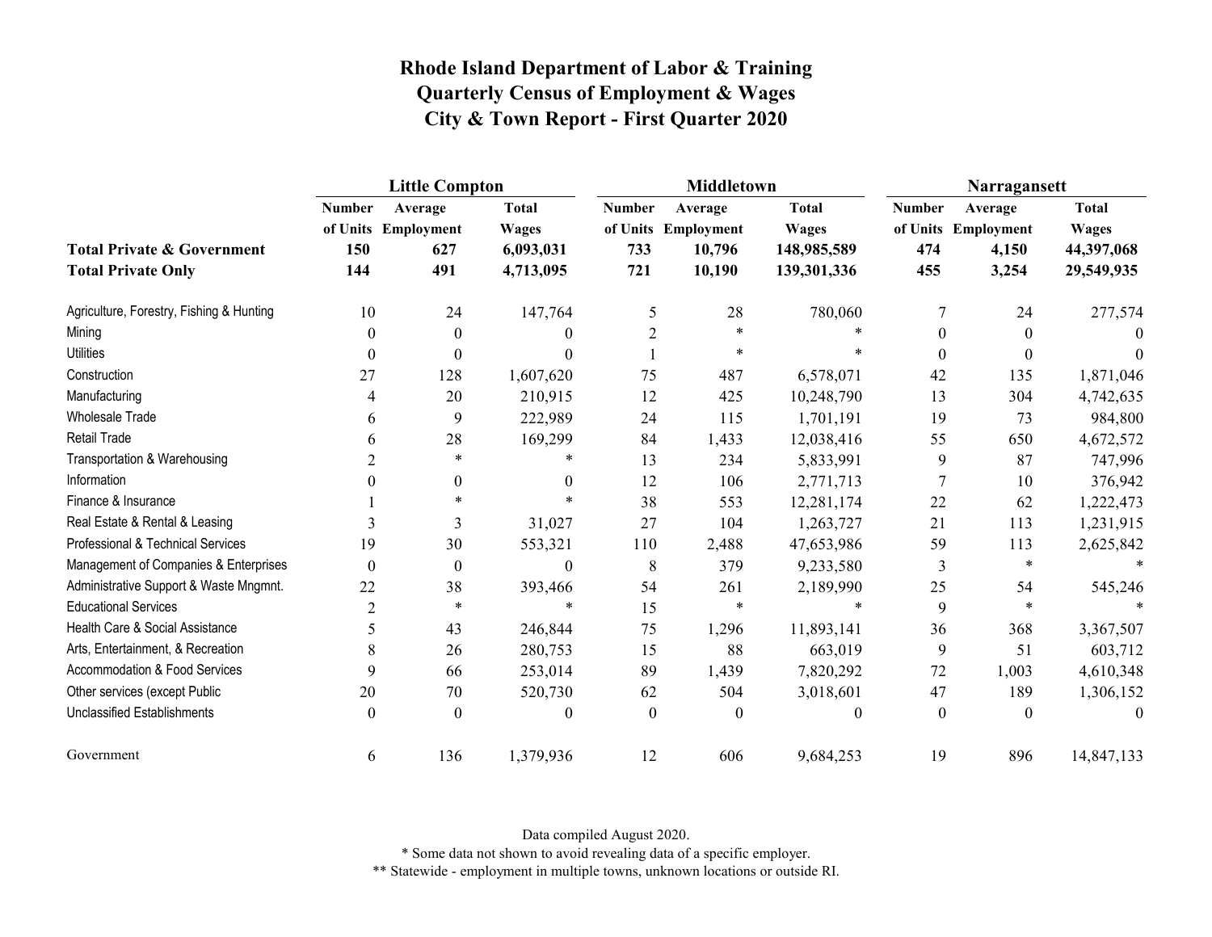# Rhode Island Department of Labor & Training
## Quarterly Census of Employment & Wages
## City & Town Report - First Quarter 2020

| | Little Compton | | | Middletown | | | Narragansett | | |
|---|---|---|---|---|---|---|---|---|---|
| | Number of Units | Average Employment | Total Wages | Number of Units | Average Employment | Total Wages | Number of Units | Average Employment | Total Wages |
| **Total Private & Government** | **150** | **627** | **6,093,031** | **733** | **10,796** | **148,985,589** | **474** | **4,150** | **44,397,068** |
| **Total Private Only** | **144** | **491** | **4,713,095** | **721** | **10,190** | **139,301,336** | **455** | **3,254** | **29,549,935** |
| Agriculture, Forestry, Fishing & Hunting | 10 | 24 | 147,764 | 5 | 28 | 780,060 | 7 | 24 | 277,574 |
| Mining | 0 | 0 | 0 | 2 | * | * | 0 | 0 | 0 |
| Utilities | 0 | 0 | 0 | 1 | * | * | 0 | 0 | 0 |
| Construction | 27 | 128 | 1,607,620 | 75 | 487 | 6,578,071 | 42 | 135 | 1,871,046 |
| Manufacturing | 4 | 20 | 210,915 | 12 | 425 | 10,248,790 | 13 | 304 | 4,742,635 |
| Wholesale Trade | 6 | 9 | 222,989 | 24 | 115 | 1,701,191 | 19 | 73 | 984,800 |
| Retail Trade | 6 | 28 | 169,299 | 84 | 1,433 | 12,038,416 | 55 | 650 | 4,672,572 |
| Transportation & Warehousing | 2 | * | * | 13 | 234 | 5,833,991 | 9 | 87 | 747,996 |
| Information | 0 | 0 | 0 | 12 | 106 | 2,771,713 | 7 | 10 | 376,942 |
| Finance & Insurance | 1 | * | * | 38 | 553 | 12,281,174 | 22 | 62 | 1,222,473 |
| Real Estate & Rental & Leasing | 3 | 3 | 31,027 | 27 | 104 | 1,263,727 | 21 | 113 | 1,231,915 |
| Professional & Technical Services | 19 | 30 | 553,321 | 110 | 2,488 | 47,653,986 | 59 | 113 | 2,625,842 |
| Management of Companies & Enterprises | 0 | 0 | 0 | 8 | 379 | 9,233,580 | 3 | * | * |
| Administrative Support & Waste Mngmnt. | 22 | 38 | 393,466 | 54 | 261 | 2,189,990 | 25 | 54 | 545,246 |
| Educational Services | 2 | * | * | 15 | * | * | 9 | * | * |
| Health Care & Social Assistance | 5 | 43 | 246,844 | 75 | 1,296 | 11,893,141 | 36 | 368 | 3,367,507 |
| Arts, Entertainment, & Recreation | 8 | 26 | 280,753 | 15 | 88 | 663,019 | 9 | 51 | 603,712 |
| Accommodation & Food Services | 9 | 66 | 253,014 | 89 | 1,439 | 7,820,292 | 72 | 1,003 | 4,610,348 |
| Other services (except Public | 20 | 70 | 520,730 | 62 | 504 | 3,018,601 | 47 | 189 | 1,306,152 |
| Unclassified Establishments | 0 | 0 | 0 | 0 | 0 | 0 | 0 | 0 | 0 |
| Government | 6 | 136 | 1,379,936 | 12 | 606 | 9,684,253 | 19 | 896 | 14,847,133 |

Data compiled August 2020.

* Some data not shown to avoid revealing data of a specific employer.

** Statewide - employment in multiple towns, unknown locations or outside RI.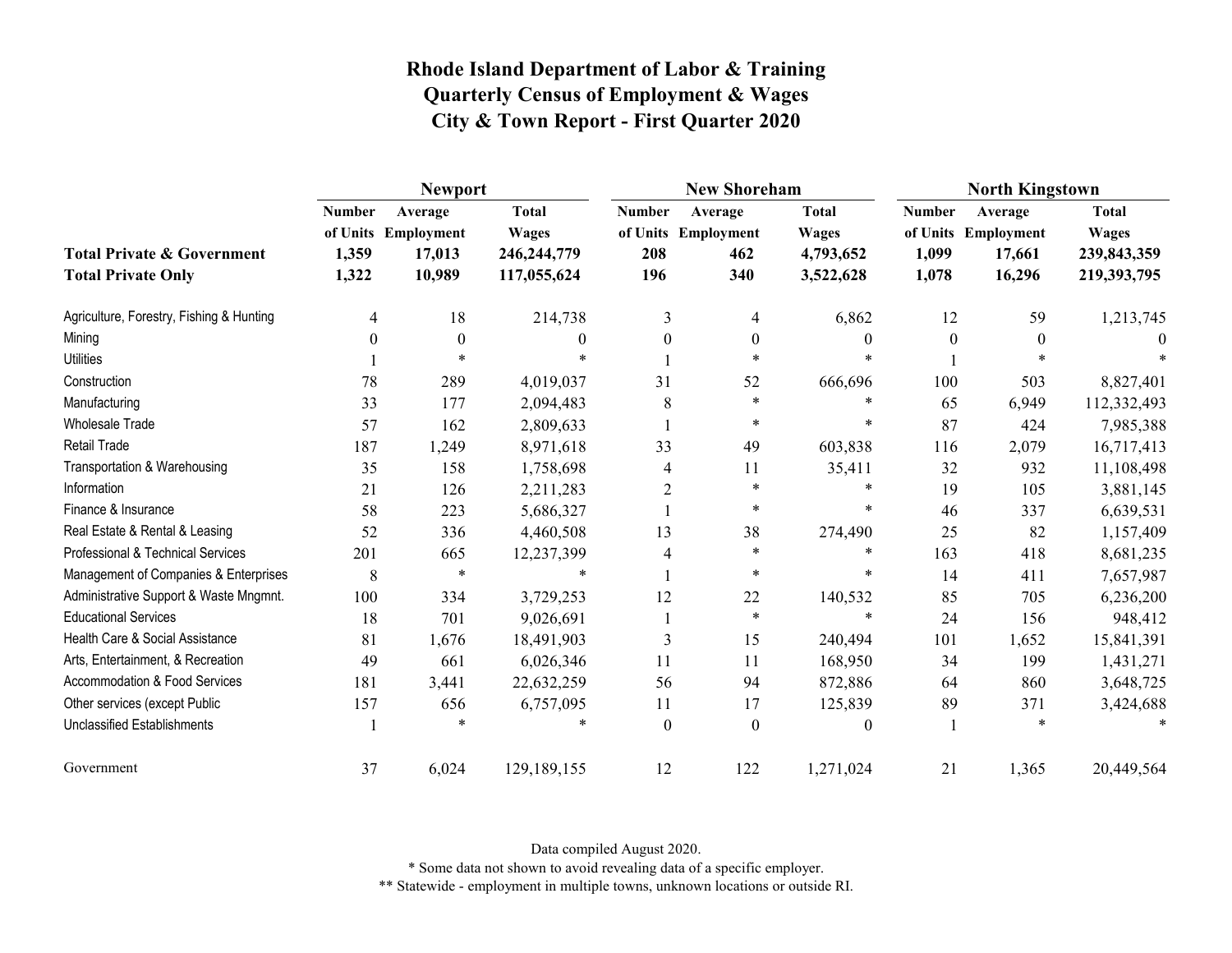# Rhode Island Department of Labor & Training
## Quarterly Census of Employment & Wages
## City & Town Report - First Quarter 2020

| | Newport | | | New Shoreham | | | North Kingstown | | |
|---|---|---|---|---|---|---|---|---|---|
| | Number of Units | Average Employment | Total Wages | Number of Units | Average Employment | Total Wages | Number of Units | Average Employment | Total Wages |
| **Total Private & Government** | **1,359** | **17,013** | **246,244,779** | **208** | **462** | **4,793,652** | **1,099** | **17,661** | **239,843,359** |
| **Total Private Only** | **1,322** | **10,989** | **117,055,624** | **196** | **340** | **3,522,628** | **1,078** | **16,296** | **219,393,795** |
| Agriculture, Forestry, Fishing & Hunting | 4 | 18 | 214,738 | 3 | 4 | 6,862 | 12 | 59 | 1,213,745 |
| Mining | 0 | 0 | 0 | 0 | 0 | 0 | 0 | 0 | 0 |
| Utilities | 1 | * | * | 1 | * | * | 1 | * | * |
| Construction | 78 | 289 | 4,019,037 | 31 | 52 | 666,696 | 100 | 503 | 8,827,401 |
| Manufacturing | 33 | 177 | 2,094,483 | 8 | * | * | 65 | 6,949 | 112,332,493 |
| Wholesale Trade | 57 | 162 | 2,809,633 | 1 | * | * | 87 | 424 | 7,985,388 |
| Retail Trade | 187 | 1,249 | 8,971,618 | 33 | 49 | 603,838 | 116 | 2,079 | 16,717,413 |
| Transportation & Warehousing | 35 | 158 | 1,758,698 | 4 | 11 | 35,411 | 32 | 932 | 11,108,498 |
| Information | 21 | 126 | 2,211,283 | 2 | * | * | 19 | 105 | 3,881,145 |
| Finance & Insurance | 58 | 223 | 5,686,327 | 1 | * | * | 46 | 337 | 6,639,531 |
| Real Estate & Rental & Leasing | 52 | 336 | 4,460,508 | 13 | 38 | 274,490 | 25 | 82 | 1,157,409 |
| Professional & Technical Services | 201 | 665 | 12,237,399 | 4 | * | * | 163 | 418 | 8,681,235 |
| Management of Companies & Enterprises | 8 | * | * | 1 | * | * | 14 | 411 | 7,657,987 |
| Administrative Support & Waste Mngmnt. | 100 | 334 | 3,729,253 | 12 | 22 | 140,532 | 85 | 705 | 6,236,200 |
| Educational Services | 18 | 701 | 9,026,691 | 1 | * | * | 24 | 156 | 948,412 |
| Health Care & Social Assistance | 81 | 1,676 | 18,491,903 | 3 | 15 | 240,494 | 101 | 1,652 | 15,841,391 |
| Arts, Entertainment, & Recreation | 49 | 661 | 6,026,346 | 11 | 11 | 168,950 | 34 | 199 | 1,431,271 |
| Accommodation & Food Services | 181 | 3,441 | 22,632,259 | 56 | 94 | 872,886 | 64 | 860 | 3,648,725 |
| Other services (except Public | 157 | 656 | 6,757,095 | 11 | 17 | 125,839 | 89 | 371 | 3,424,688 |
| Unclassified Establishments | 1 | * | * | 0 | 0 | 0 | 1 | * | * |
| Government | 37 | 6,024 | 129,189,155 | 12 | 122 | 1,271,024 | 21 | 1,365 | 20,449,564 |

Data compiled August 2020.

* Some data not shown to avoid revealing data of a specific employer.

** Statewide - employment in multiple towns, unknown locations or outside RI.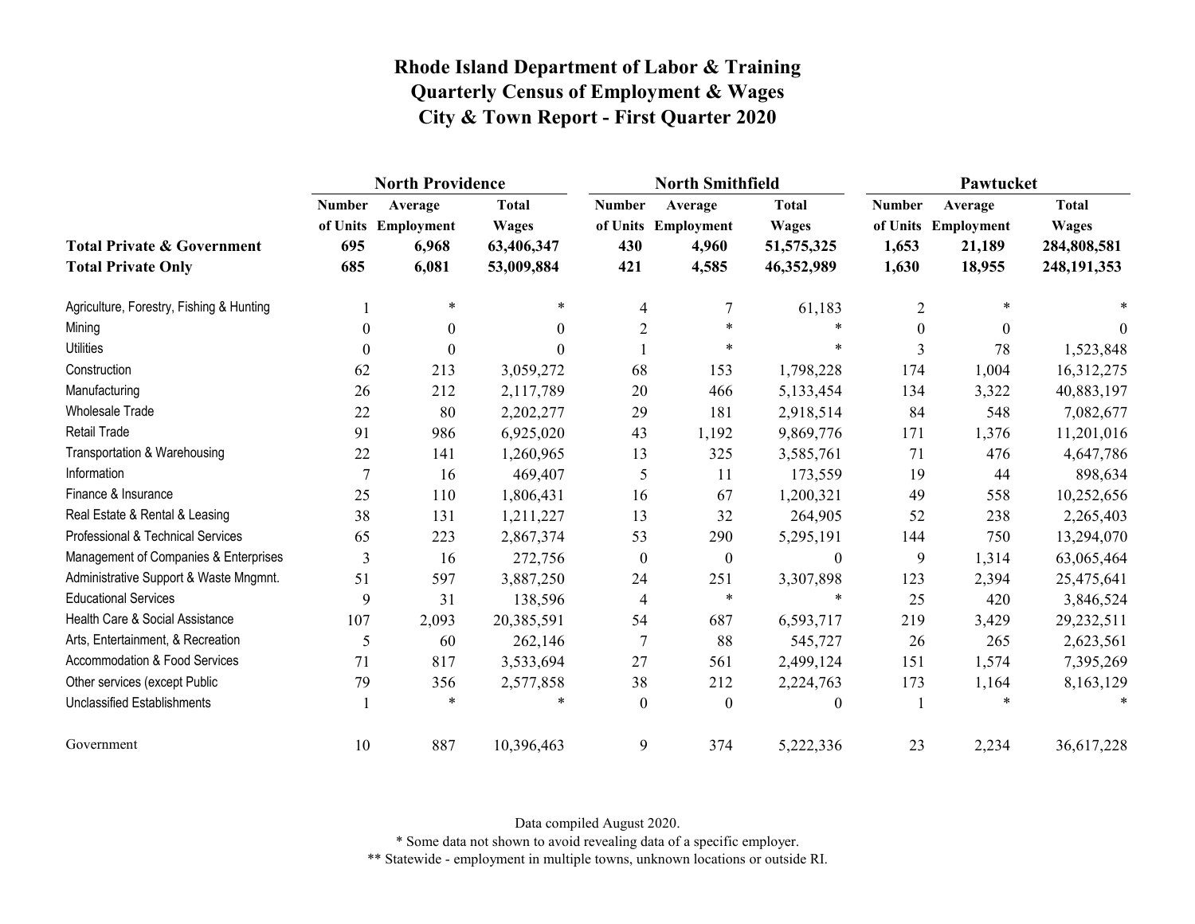# Rhode Island Department of Labor & Training
# Quarterly Census of Employment & Wages
# City & Town Report - First Quarter 2020

| | North Providence | | | North Smithfield | | | Pawtucket | | |
|---|---|---|---|---|---|---|---|---|---|
| | Number of Units | Average Employment | Total Wages | Number of Units | Average Employment | Total Wages | Number of Units | Average Employment | Total Wages |
| **Total Private & Government** | **695** | **6,968** | **63,406,347** | **430** | **4,960** | **51,575,325** | **1,653** | **21,189** | **284,808,581** |
| **Total Private Only** | **685** | **6,081** | **53,009,884** | **421** | **4,585** | **46,352,989** | **1,630** | **18,955** | **248,191,353** |
| Agriculture, Forestry, Fishing & Hunting | 1 | * | * | 4 | 7 | 61,183 | 2 | * | * |
| Mining | 0 | 0 | 0 | 2 | * | * | 0 | 0 | 0 |
| Utilities | 0 | 0 | 0 | 1 | * | * | 3 | 78 | 1,523,848 |
| Construction | 62 | 213 | 3,059,272 | 68 | 153 | 1,798,228 | 174 | 1,004 | 16,312,275 |
| Manufacturing | 26 | 212 | 2,117,789 | 20 | 466 | 5,133,454 | 134 | 3,322 | 40,883,197 |
| Wholesale Trade | 22 | 80 | 2,202,277 | 29 | 181 | 2,918,514 | 84 | 548 | 7,082,677 |
| Retail Trade | 91 | 986 | 6,925,020 | 43 | 1,192 | 9,869,776 | 171 | 1,376 | 11,201,016 |
| Transportation & Warehousing | 22 | 141 | 1,260,965 | 13 | 325 | 3,585,761 | 71 | 476 | 4,647,786 |
| Information | 7 | 16 | 469,407 | 5 | 11 | 173,559 | 19 | 44 | 898,634 |
| Finance & Insurance | 25 | 110 | 1,806,431 | 16 | 67 | 1,200,321 | 49 | 558 | 10,252,656 |
| Real Estate & Rental & Leasing | 38 | 131 | 1,211,227 | 13 | 32 | 264,905 | 52 | 238 | 2,265,403 |
| Professional & Technical Services | 65 | 223 | 2,867,374 | 53 | 290 | 5,295,191 | 144 | 750 | 13,294,070 |
| Management of Companies & Enterprises | 3 | 16 | 272,756 | 0 | 0 | 0 | 9 | 1,314 | 63,065,464 |
| Administrative Support & Waste Mngmnt. | 51 | 597 | 3,887,250 | 24 | 251 | 3,307,898 | 123 | 2,394 | 25,475,641 |
| Educational Services | 9 | 31 | 138,596 | 4 | * | * | 25 | 420 | 3,846,524 |
| Health Care & Social Assistance | 107 | 2,093 | 20,385,591 | 54 | 687 | 6,593,717 | 219 | 3,429 | 29,232,511 |
| Arts, Entertainment, & Recreation | 5 | 60 | 262,146 | 7 | 88 | 545,727 | 26 | 265 | 2,623,561 |
| Accommodation & Food Services | 71 | 817 | 3,533,694 | 27 | 561 | 2,499,124 | 151 | 1,574 | 7,395,269 |
| Other services (except Public | 79 | 356 | 2,577,858 | 38 | 212 | 2,224,763 | 173 | 1,164 | 8,163,129 |
| Unclassified Establishments | 1 | * | * | 0 | 0 | 0 | 1 | * | * |
| Government | 10 | 887 | 10,396,463 | 9 | 374 | 5,222,336 | 23 | 2,234 | 36,617,228 |

Data compiled August 2020.

\* Some data not shown to avoid revealing data of a specific employer.

\** Statewide - employment in multiple towns, unknown locations or outside RI.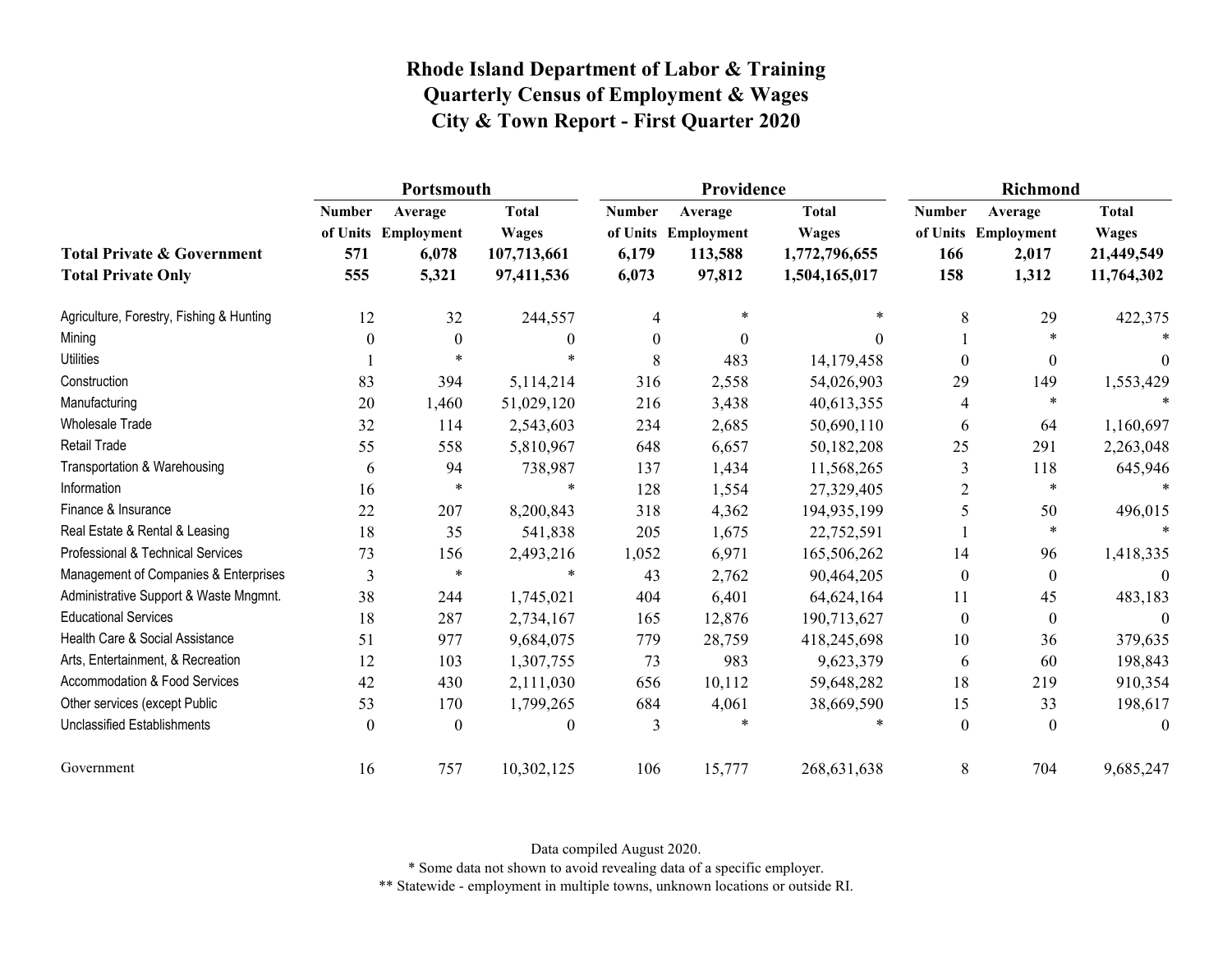# Rhode Island Department of Labor & Training
## Quarterly Census of Employment & Wages
## City & Town Report - First Quarter 2020

| | Portsmouth | | | Providence | | | Richmond | | |
|---|---|---|---|---|---|---|---|---|---|
| | Number of Units | Average Employment | Total Wages | Number of Units | Average Employment | Total Wages | Number of Units | Average Employment | Total Wages |
| **Total Private & Government** | **571** | **6,078** | **107,713,661** | **6,179** | **113,588** | **1,772,796,655** | **166** | **2,017** | **21,449,549** |
| **Total Private Only** | **555** | **5,321** | **97,411,536** | **6,073** | **97,812** | **1,504,165,017** | **158** | **1,312** | **11,764,302** |
| Agriculture, Forestry, Fishing & Hunting | 12 | 32 | 244,557 | 4 | * | * | 8 | 29 | 422,375 |
| Mining | 0 | 0 | 0 | 0 | 0 | 0 | 1 | * | * |
| Utilities | 1 | * | * | 8 | 483 | 14,179,458 | 0 | 0 | 0 |
| Construction | 83 | 394 | 5,114,214 | 316 | 2,558 | 54,026,903 | 29 | 149 | 1,553,429 |
| Manufacturing | 20 | 1,460 | 51,029,120 | 216 | 3,438 | 40,613,355 | 4 | * | * |
| Wholesale Trade | 32 | 114 | 2,543,603 | 234 | 2,685 | 50,690,110 | 6 | 64 | 1,160,697 |
| Retail Trade | 55 | 558 | 5,810,967 | 648 | 6,657 | 50,182,208 | 25 | 291 | 2,263,048 |
| Transportation & Warehousing | 6 | 94 | 738,987 | 137 | 1,434 | 11,568,265 | 3 | 118 | 645,946 |
| Information | 16 | * | * | 128 | 1,554 | 27,329,405 | 2 | * | * |
| Finance & Insurance | 22 | 207 | 8,200,843 | 318 | 4,362 | 194,935,199 | 5 | 50 | 496,015 |
| Real Estate & Rental & Leasing | 18 | 35 | 541,838 | 205 | 1,675 | 22,752,591 | 1 | * | * |
| Professional & Technical Services | 73 | 156 | 2,493,216 | 1,052 | 6,971 | 165,506,262 | 14 | 96 | 1,418,335 |
| Management of Companies & Enterprises | 3 | * | * | 43 | 2,762 | 90,464,205 | 0 | 0 | 0 |
| Administrative Support & Waste Mngmnt. | 38 | 244 | 1,745,021 | 404 | 6,401 | 64,624,164 | 11 | 45 | 483,183 |
| Educational Services | 18 | 287 | 2,734,167 | 165 | 12,876 | 190,713,627 | 0 | 0 | 0 |
| Health Care & Social Assistance | 51 | 977 | 9,684,075 | 779 | 28,759 | 418,245,698 | 10 | 36 | 379,635 |
| Arts, Entertainment, & Recreation | 12 | 103 | 1,307,755 | 73 | 983 | 9,623,379 | 6 | 60 | 198,843 |
| Accommodation & Food Services | 42 | 430 | 2,111,030 | 656 | 10,112 | 59,648,282 | 18 | 219 | 910,354 |
| Other services (except Public | 53 | 170 | 1,799,265 | 684 | 4,061 | 38,669,590 | 15 | 33 | 198,617 |
| Unclassified Establishments | 0 | 0 | 0 | 3 | * | * | 0 | 0 | 0 |
| Government | 16 | 757 | 10,302,125 | 106 | 15,777 | 268,631,638 | 8 | 704 | 9,685,247 |

Data compiled August 2020.

* Some data not shown to avoid revealing data of a specific employer.

** Statewide - employment in multiple towns, unknown locations or outside RI.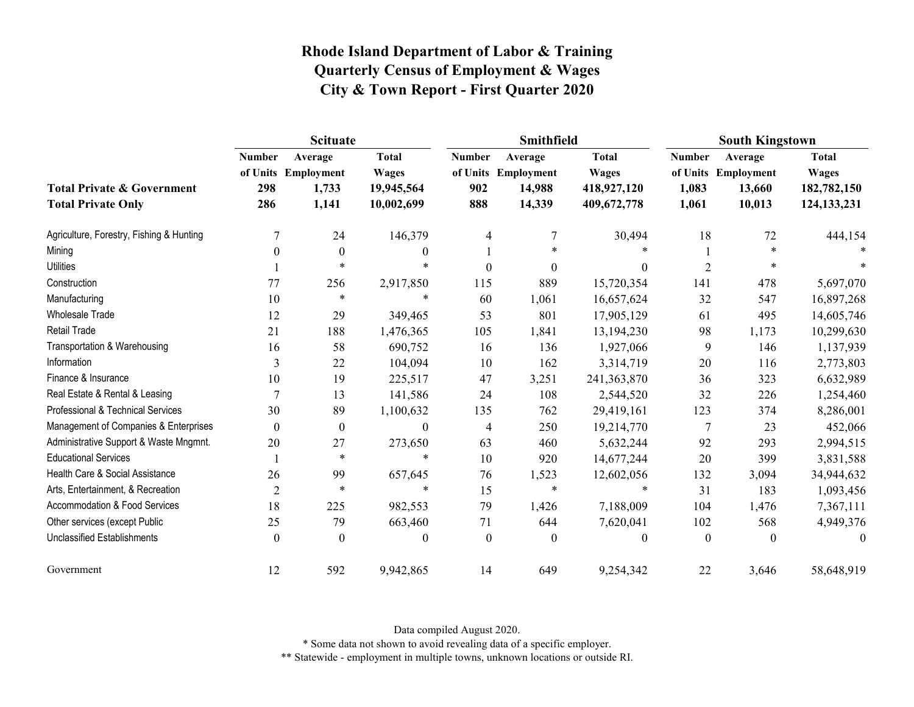# Rhode Island Department of Labor & Training
## Quarterly Census of Employment & Wages
## City & Town Report - First Quarter 2020

| | Scituate | | | Smithfield | | | South Kingstown | | |
|---|---|---|---|---|---|---|---|---|---|
| | Number of Units | Average Employment | Total Wages | Number of Units | Average Employment | Total Wages | Number of Units | Average Employment | Total Wages |
| **Total Private & Government** | **298** | **1,733** | **19,945,564** | **902** | **14,988** | **418,927,120** | **1,083** | **13,660** | **182,782,150** |
| **Total Private Only** | **286** | **1,141** | **10,002,699** | **888** | **14,339** | **409,672,778** | **1,061** | **10,013** | **124,133,231** |
| Agriculture, Forestry, Fishing & Hunting | 7 | 24 | 146,379 | 4 | 7 | 30,494 | 18 | 72 | 444,154 |
| Mining | 0 | 0 | 0 | 1 | * | * | 1 | * | * |
| Utilities | 1 | * | * | 0 | 0 | 0 | 2 | * | * |
| Construction | 77 | 256 | 2,917,850 | 115 | 889 | 15,720,354 | 141 | 478 | 5,697,070 |
| Manufacturing | 10 | * | * | 60 | 1,061 | 16,657,624 | 32 | 547 | 16,897,268 |
| Wholesale Trade | 12 | 29 | 349,465 | 53 | 801 | 17,905,129 | 61 | 495 | 14,605,746 |
| Retail Trade | 21 | 188 | 1,476,365 | 105 | 1,841 | 13,194,230 | 98 | 1,173 | 10,299,630 |
| Transportation & Warehousing | 16 | 58 | 690,752 | 16 | 136 | 1,927,066 | 9 | 146 | 1,137,939 |
| Information | 3 | 22 | 104,094 | 10 | 162 | 3,314,719 | 20 | 116 | 2,773,803 |
| Finance & Insurance | 10 | 19 | 225,517 | 47 | 3,251 | 241,363,870 | 36 | 323 | 6,632,989 |
| Real Estate & Rental & Leasing | 7 | 13 | 141,586 | 24 | 108 | 2,544,520 | 32 | 226 | 1,254,460 |
| Professional & Technical Services | 30 | 89 | 1,100,632 | 135 | 762 | 29,419,161 | 123 | 374 | 8,286,001 |
| Management of Companies & Enterprises | 0 | 0 | 0 | 4 | 250 | 19,214,770 | 7 | 23 | 452,066 |
| Administrative Support & Waste Mngmnt. | 20 | 27 | 273,650 | 63 | 460 | 5,632,244 | 92 | 293 | 2,994,515 |
| Educational Services | 1 | * | * | 10 | 920 | 14,677,244 | 20 | 399 | 3,831,588 |
| Health Care & Social Assistance | 26 | 99 | 657,645 | 76 | 1,523 | 12,602,056 | 132 | 3,094 | 34,944,632 |
| Arts, Entertainment, & Recreation | 2 | * | * | 15 | * | * | 31 | 183 | 1,093,456 |
| Accommodation & Food Services | 18 | 225 | 982,553 | 79 | 1,426 | 7,188,009 | 104 | 1,476 | 7,367,111 |
| Other services (except Public | 25 | 79 | 663,460 | 71 | 644 | 7,620,041 | 102 | 568 | 4,949,376 |
| Unclassified Establishments | 0 | 0 | 0 | 0 | 0 | 0 | 0 | 0 | 0 |
| Government | 12 | 592 | 9,942,865 | 14 | 649 | 9,254,342 | 22 | 3,646 | 58,648,919 |

Data compiled August 2020.

* Some data not shown to avoid revealing data of a specific employer.

** Statewide - employment in multiple towns, unknown locations or outside RI.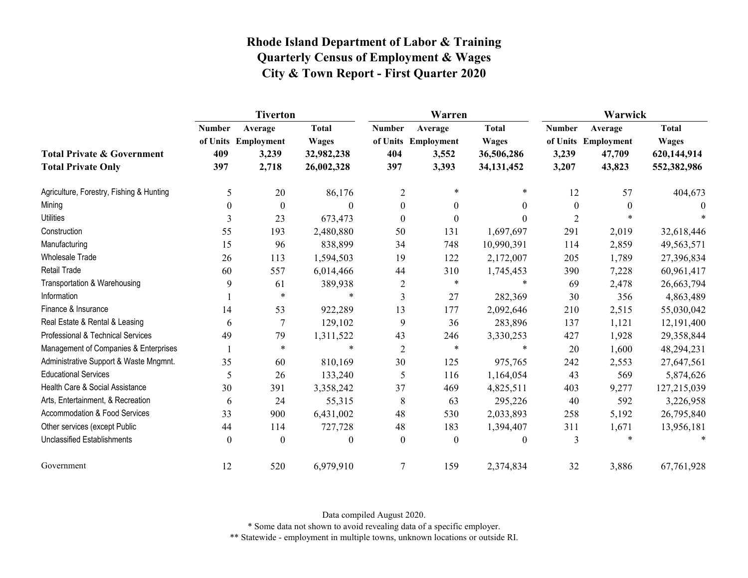# Rhode Island Department of Labor & Training
# Quarterly Census of Employment & Wages
# City & Town Report - First Quarter 2020

| | Tiverton | | | Warren | | | Warwick | | |
|---|---|---|---|---|---|---|---|---|---|
| | Number of Units | Average Employment | Total Wages | Number of Units | Average Employment | Total Wages | Number of Units | Average Employment | Total Wages |
| **Total Private & Government** | **409** | **3,239** | **32,982,238** | **404** | **3,552** | **36,506,286** | **3,239** | **47,709** | **620,144,914** |
| **Total Private Only** | **397** | **2,718** | **26,002,328** | **397** | **3,393** | **34,131,452** | **3,207** | **43,823** | **552,382,986** |
| Agriculture, Forestry, Fishing & Hunting | 5 | 20 | 86,176 | 2 | * | * | 12 | 57 | 404,673 |
| Mining | 0 | 0 | 0 | 0 | 0 | 0 | 0 | 0 | 0 |
| Utilities | 3 | 23 | 673,473 | 0 | 0 | 0 | 2 | * | * |
| Construction | 55 | 193 | 2,480,880 | 50 | 131 | 1,697,697 | 291 | 2,019 | 32,618,446 |
| Manufacturing | 15 | 96 | 838,899 | 34 | 748 | 10,990,391 | 114 | 2,859 | 49,563,571 |
| Wholesale Trade | 26 | 113 | 1,594,503 | 19 | 122 | 2,172,007 | 205 | 1,789 | 27,396,834 |
| Retail Trade | 60 | 557 | 6,014,466 | 44 | 310 | 1,745,453 | 390 | 7,228 | 60,961,417 |
| Transportation & Warehousing | 9 | 61 | 389,938 | 2 | * | * | 69 | 2,478 | 26,663,794 |
| Information | 1 | * | * | 3 | 27 | 282,369 | 30 | 356 | 4,863,489 |
| Finance & Insurance | 14 | 53 | 922,289 | 13 | 177 | 2,092,646 | 210 | 2,515 | 55,030,042 |
| Real Estate & Rental & Leasing | 6 | 7 | 129,102 | 9 | 36 | 283,896 | 137 | 1,121 | 12,191,400 |
| Professional & Technical Services | 49 | 79 | 1,311,522 | 43 | 246 | 3,330,253 | 427 | 1,928 | 29,358,844 |
| Management of Companies & Enterprises | 1 | * | * | 2 | * | * | 20 | 1,600 | 48,294,231 |
| Administrative Support & Waste Mngmnt. | 35 | 60 | 810,169 | 30 | 125 | 975,765 | 242 | 2,553 | 27,647,561 |
| Educational Services | 5 | 26 | 133,240 | 5 | 116 | 1,164,054 | 43 | 569 | 5,874,626 |
| Health Care & Social Assistance | 30 | 391 | 3,358,242 | 37 | 469 | 4,825,511 | 403 | 9,277 | 127,215,039 |
| Arts, Entertainment, & Recreation | 6 | 24 | 55,315 | 8 | 63 | 295,226 | 40 | 592 | 3,226,958 |
| Accommodation & Food Services | 33 | 900 | 6,431,002 | 48 | 530 | 2,033,893 | 258 | 5,192 | 26,795,840 |
| Other services (except Public | 44 | 114 | 727,728 | 48 | 183 | 1,394,407 | 311 | 1,671 | 13,956,181 |
| Unclassified Establishments | 0 | 0 | 0 | 0 | 0 | 0 | 3 | * | * |
| Government | 12 | 520 | 6,979,910 | 7 | 159 | 2,374,834 | 32 | 3,886 | 67,761,928 |

Data compiled August 2020.

* Some data not shown to avoid revealing data of a specific employer.

** Statewide - employment in multiple towns, unknown locations or outside RI.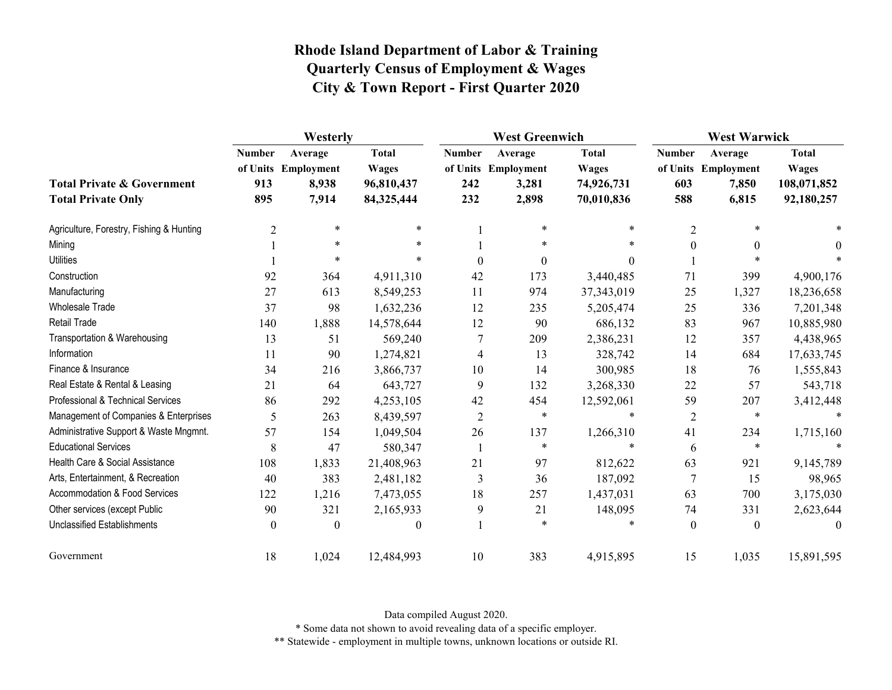# Rhode Island Department of Labor & Training
## Quarterly Census of Employment & Wages
## City & Town Report - First Quarter 2020

| | Westerly | | | West Greenwich | | | West Warwick | | |
|---|---|---|---|---|---|---|---|---|---|
| | Number of Units | Average Employment | Total Wages | Number of Units | Average Employment | Total Wages | Number of Units | Average Employment | Total Wages |
| **Total Private & Government** | **913** | **8,938** | **96,810,437** | **242** | **3,281** | **74,926,731** | **603** | **7,850** | **108,071,852** |
| **Total Private Only** | **895** | **7,914** | **84,325,444** | **232** | **2,898** | **70,010,836** | **588** | **6,815** | **92,180,257** |
| Agriculture, Forestry, Fishing & Hunting | 2 | * | * | 1 | * | * | 2 | * | * |
| Mining | 1 | * | * | 1 | * | * | 0 | 0 | 0 |
| Utilities | 1 | * | * | 0 | 0 | 0 | 1 | * | * |
| Construction | 92 | 364 | 4,911,310 | 42 | 173 | 3,440,485 | 71 | 399 | 4,900,176 |
| Manufacturing | 27 | 613 | 8,549,253 | 11 | 974 | 37,343,019 | 25 | 1,327 | 18,236,658 |
| Wholesale Trade | 37 | 98 | 1,632,236 | 12 | 235 | 5,205,474 | 25 | 336 | 7,201,348 |
| Retail Trade | 140 | 1,888 | 14,578,644 | 12 | 90 | 686,132 | 83 | 967 | 10,885,980 |
| Transportation & Warehousing | 13 | 51 | 569,240 | 7 | 209 | 2,386,231 | 12 | 357 | 4,438,965 |
| Information | 11 | 90 | 1,274,821 | 4 | 13 | 328,742 | 14 | 684 | 17,633,745 |
| Finance & Insurance | 34 | 216 | 3,866,737 | 10 | 14 | 300,985 | 18 | 76 | 1,555,843 |
| Real Estate & Rental & Leasing | 21 | 64 | 643,727 | 9 | 132 | 3,268,330 | 22 | 57 | 543,718 |
| Professional & Technical Services | 86 | 292 | 4,253,105 | 42 | 454 | 12,592,061 | 59 | 207 | 3,412,448 |
| Management of Companies & Enterprises | 5 | 263 | 8,439,597 | 2 | * | * | 2 | * | * |
| Administrative Support & Waste Mngmnt. | 57 | 154 | 1,049,504 | 26 | 137 | 1,266,310 | 41 | 234 | 1,715,160 |
| Educational Services | 8 | 47 | 580,347 | 1 | * | * | 6 | * | * |
| Health Care & Social Assistance | 108 | 1,833 | 21,408,963 | 21 | 97 | 812,622 | 63 | 921 | 9,145,789 |
| Arts, Entertainment, & Recreation | 40 | 383 | 2,481,182 | 3 | 36 | 187,092 | 7 | 15 | 98,965 |
| Accommodation & Food Services | 122 | 1,216 | 7,473,055 | 18 | 257 | 1,437,031 | 63 | 700 | 3,175,030 |
| Other services (except Public | 90 | 321 | 2,165,933 | 9 | 21 | 148,095 | 74 | 331 | 2,623,644 |
| Unclassified Establishments | 0 | 0 | 0 | 1 | * | * | 0 | 0 | 0 |
| Government | 18 | 1,024 | 12,484,993 | 10 | 383 | 4,915,895 | 15 | 1,035 | 15,891,595 |

Data compiled August 2020.

* Some data not shown to avoid revealing data of a specific employer.

** Statewide - employment in multiple towns, unknown locations or outside RI.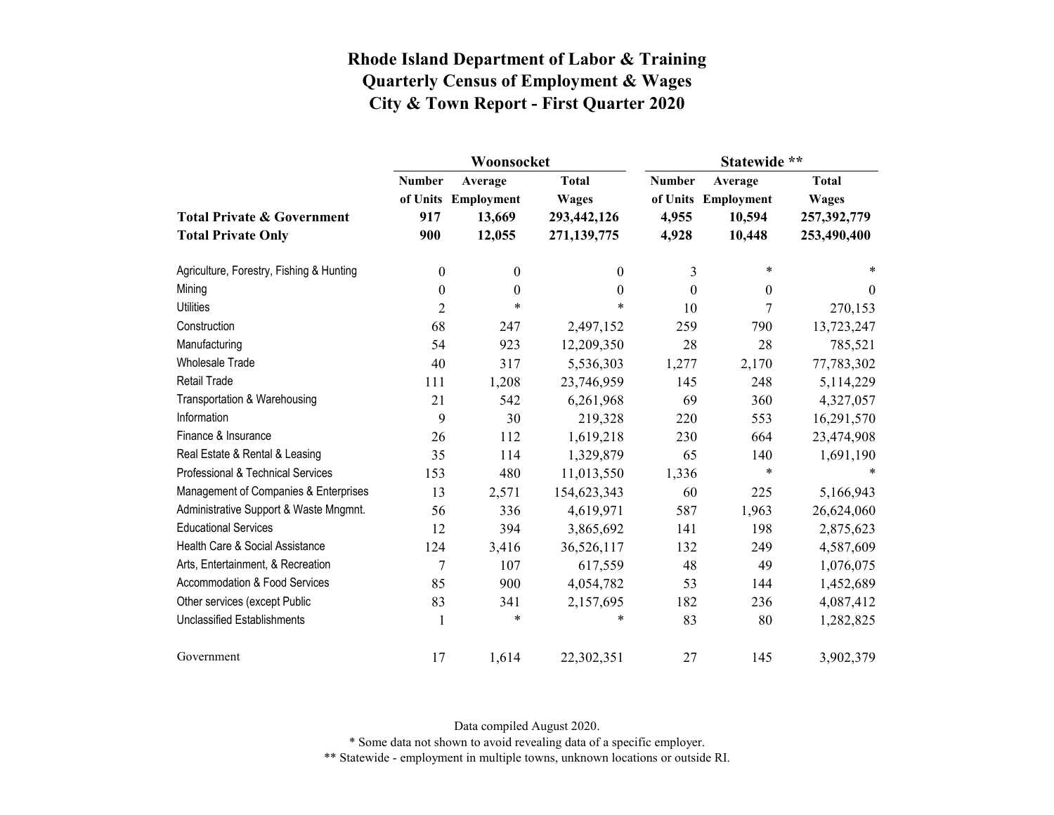# Rhode Island Department of Labor & Training
# Quarterly Census of Employment & Wages
# City & Town Report - First Quarter 2020

| | Woonsocket | | | Statewide ** | | |
|---|---|---|---|---|---|---|
| | Number of Units | Average Employment | Total Wages | Number of Units | Average Employment | Total Wages |
| **Total Private & Government** | **917** | **13,669** | **293,442,126** | **4,955** | **10,594** | **257,392,779** |
| **Total Private Only** | **900** | **12,055** | **271,139,775** | **4,928** | **10,448** | **253,490,400** |
| Agriculture, Forestry, Fishing & Hunting | 0 | 0 | 0 | 3 | * | * |
| Mining | 0 | 0 | 0 | 0 | 0 | 0 |
| Utilities | 2 | * | * | 10 | 7 | 270,153 |
| Construction | 68 | 247 | 2,497,152 | 259 | 790 | 13,723,247 |
| Manufacturing | 54 | 923 | 12,209,350 | 28 | 28 | 785,521 |
| Wholesale Trade | 40 | 317 | 5,536,303 | 1,277 | 2,170 | 77,783,302 |
| Retail Trade | 111 | 1,208 | 23,746,959 | 145 | 248 | 5,114,229 |
| Transportation & Warehousing | 21 | 542 | 6,261,968 | 69 | 360 | 4,327,057 |
| Information | 9 | 30 | 219,328 | 220 | 553 | 16,291,570 |
| Finance & Insurance | 26 | 112 | 1,619,218 | 230 | 664 | 23,474,908 |
| Real Estate & Rental & Leasing | 35 | 114 | 1,329,879 | 65 | 140 | 1,691,190 |
| Professional & Technical Services | 153 | 480 | 11,013,550 | 1,336 | * | * |
| Management of Companies & Enterprises | 13 | 2,571 | 154,623,343 | 60 | 225 | 5,166,943 |
| Administrative Support & Waste Mngmnt. | 56 | 336 | 4,619,971 | 587 | 1,963 | 26,624,060 |
| Educational Services | 12 | 394 | 3,865,692 | 141 | 198 | 2,875,623 |
| Health Care & Social Assistance | 124 | 3,416 | 36,526,117 | 132 | 249 | 4,587,609 |
| Arts, Entertainment, & Recreation | 7 | 107 | 617,559 | 48 | 49 | 1,076,075 |
| Accommodation & Food Services | 85 | 900 | 4,054,782 | 53 | 144 | 1,452,689 |
| Other services (except Public | 83 | 341 | 2,157,695 | 182 | 236 | 4,087,412 |
| Unclassified Establishments | 1 | * | * | 83 | 80 | 1,282,825 |
| Government | 17 | 1,614 | 22,302,351 | 27 | 145 | 3,902,379 |

Data compiled August 2020.

* Some data not shown to avoid revealing data of a specific employer.

** Statewide - employment in multiple towns, unknown locations or outside RI.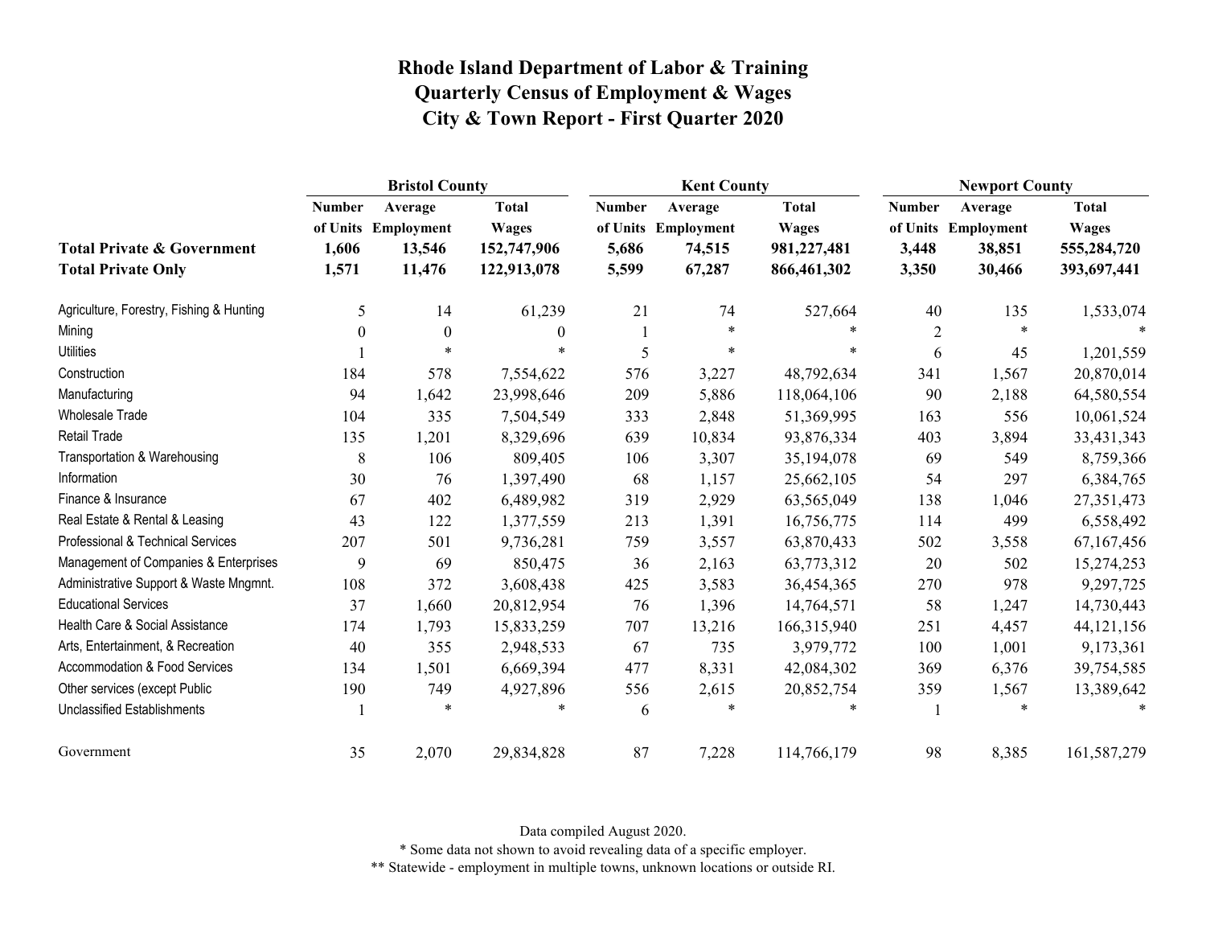# Rhode Island Department of Labor & Training
## Quarterly Census of Employment & Wages
## City & Town Report - First Quarter 2020

| | Bristol County | | | Kent County | | | Newport County | | |
|---|---|---|---|---|---|---|---|---|---|
| | Number of Units | Average Employment | Total Wages | Number of Units | Average Employment | Total Wages | Number of Units | Average Employment | Total Wages |
| **Total Private & Government** | **1,606** | **13,546** | **152,747,906** | **5,686** | **74,515** | **981,227,481** | **3,448** | **38,851** | **555,284,720** |
| **Total Private Only** | **1,571** | **11,476** | **122,913,078** | **5,599** | **67,287** | **866,461,302** | **3,350** | **30,466** | **393,697,441** |
| Agriculture, Forestry, Fishing & Hunting | 5 | 14 | 61,239 | 21 | 74 | 527,664 | 40 | 135 | 1,533,074 |
| Mining | 0 | 0 | 0 | 1 | * | * | 2 | * | * |
| Utilities | 1 | * | * | 5 | * | * | 6 | 45 | 1,201,559 |
| Construction | 184 | 578 | 7,554,622 | 576 | 3,227 | 48,792,634 | 341 | 1,567 | 20,870,014 |
| Manufacturing | 94 | 1,642 | 23,998,646 | 209 | 5,886 | 118,064,106 | 90 | 2,188 | 64,580,554 |
| Wholesale Trade | 104 | 335 | 7,504,549 | 333 | 2,848 | 51,369,995 | 163 | 556 | 10,061,524 |
| Retail Trade | 135 | 1,201 | 8,329,696 | 639 | 10,834 | 93,876,334 | 403 | 3,894 | 33,431,343 |
| Transportation & Warehousing | 8 | 106 | 809,405 | 106 | 3,307 | 35,194,078 | 69 | 549 | 8,759,366 |
| Information | 30 | 76 | 1,397,490 | 68 | 1,157 | 25,662,105 | 54 | 297 | 6,384,765 |
| Finance & Insurance | 67 | 402 | 6,489,982 | 319 | 2,929 | 63,565,049 | 138 | 1,046 | 27,351,473 |
| Real Estate & Rental & Leasing | 43 | 122 | 1,377,559 | 213 | 1,391 | 16,756,775 | 114 | 499 | 6,558,492 |
| Professional & Technical Services | 207 | 501 | 9,736,281 | 759 | 3,557 | 63,870,433 | 502 | 3,558 | 67,167,456 |
| Management of Companies & Enterprises | 9 | 69 | 850,475 | 36 | 2,163 | 63,773,312 | 20 | 502 | 15,274,253 |
| Administrative Support & Waste Mngmnt. | 108 | 372 | 3,608,438 | 425 | 3,583 | 36,454,365 | 270 | 978 | 9,297,725 |
| Educational Services | 37 | 1,660 | 20,812,954 | 76 | 1,396 | 14,764,571 | 58 | 1,247 | 14,730,443 |
| Health Care & Social Assistance | 174 | 1,793 | 15,833,259 | 707 | 13,216 | 166,315,940 | 251 | 4,457 | 44,121,156 |
| Arts, Entertainment, & Recreation | 40 | 355 | 2,948,533 | 67 | 735 | 3,979,772 | 100 | 1,001 | 9,173,361 |
| Accommodation & Food Services | 134 | 1,501 | 6,669,394 | 477 | 8,331 | 42,084,302 | 369 | 6,376 | 39,754,585 |
| Other services (except Public | 190 | 749 | 4,927,896 | 556 | 2,615 | 20,852,754 | 359 | 1,567 | 13,389,642 |
| Unclassified Establishments | 1 | * | * | 6 | * | * | 1 | * | * |
| Government | 35 | 2,070 | 29,834,828 | 87 | 7,228 | 114,766,179 | 98 | 8,385 | 161,587,279 |

Data compiled August 2020.

\* Some data not shown to avoid revealing data of a specific employer.

\*\* Statewide - employment in multiple towns, unknown locations or outside RI.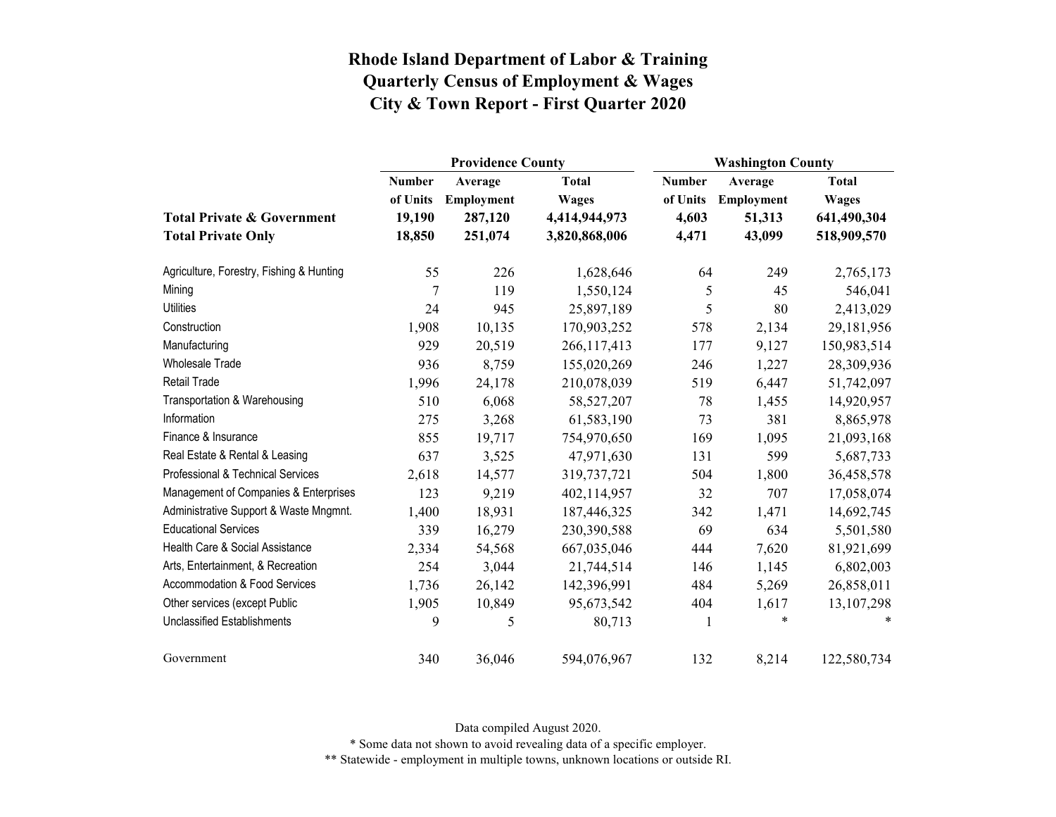# Rhode Island Department of Labor & Training
# Quarterly Census of Employment & Wages
# City & Town Report - First Quarter 2020

| | Providence County | | | Washington County | | |
|---|---|---|---|---|---|---|
| | Number of Units | Average Employment | Total Wages | Number of Units | Average Employment | Total Wages |
| **Total Private & Government** | **19,190** | **287,120** | **4,414,944,973** | **4,603** | **51,313** | **641,490,304** |
| **Total Private Only** | **18,850** | **251,074** | **3,820,868,006** | **4,471** | **43,099** | **518,909,570** |
| Agriculture, Forestry, Fishing & Hunting | 55 | 226 | 1,628,646 | 64 | 249 | 2,765,173 |
| Mining | 7 | 119 | 1,550,124 | 5 | 45 | 546,041 |
| Utilities | 24 | 945 | 25,897,189 | 5 | 80 | 2,413,029 |
| Construction | 1,908 | 10,135 | 170,903,252 | 578 | 2,134 | 29,181,956 |
| Manufacturing | 929 | 20,519 | 266,117,413 | 177 | 9,127 | 150,983,514 |
| Wholesale Trade | 936 | 8,759 | 155,020,269 | 246 | 1,227 | 28,309,936 |
| Retail Trade | 1,996 | 24,178 | 210,078,039 | 519 | 6,447 | 51,742,097 |
| Transportation & Warehousing | 510 | 6,068 | 58,527,207 | 78 | 1,455 | 14,920,957 |
| Information | 275 | 3,268 | 61,583,190 | 73 | 381 | 8,865,978 |
| Finance & Insurance | 855 | 19,717 | 754,970,650 | 169 | 1,095 | 21,093,168 |
| Real Estate & Rental & Leasing | 637 | 3,525 | 47,971,630 | 131 | 599 | 5,687,733 |
| Professional & Technical Services | 2,618 | 14,577 | 319,737,721 | 504 | 1,800 | 36,458,578 |
| Management of Companies & Enterprises | 123 | 9,219 | 402,114,957 | 32 | 707 | 17,058,074 |
| Administrative Support & Waste Mngmnt. | 1,400 | 18,931 | 187,446,325 | 342 | 1,471 | 14,692,745 |
| Educational Services | 339 | 16,279 | 230,390,588 | 69 | 634 | 5,501,580 |
| Health Care & Social Assistance | 2,334 | 54,568 | 667,035,046 | 444 | 7,620 | 81,921,699 |
| Arts, Entertainment, & Recreation | 254 | 3,044 | 21,744,514 | 146 | 1,145 | 6,802,003 |
| Accommodation & Food Services | 1,736 | 26,142 | 142,396,991 | 484 | 5,269 | 26,858,011 |
| Other services (except Public | 1,905 | 10,849 | 95,673,542 | 404 | 1,617 | 13,107,298 |
| Unclassified Establishments | 9 | 5 | 80,713 | 1 | * | * |
| Government | 340 | 36,046 | 594,076,967 | 132 | 8,214 | 122,580,734 |

Data compiled August 2020.

* Some data not shown to avoid revealing data of a specific employer.

** Statewide - employment in multiple towns, unknown locations or outside RI.